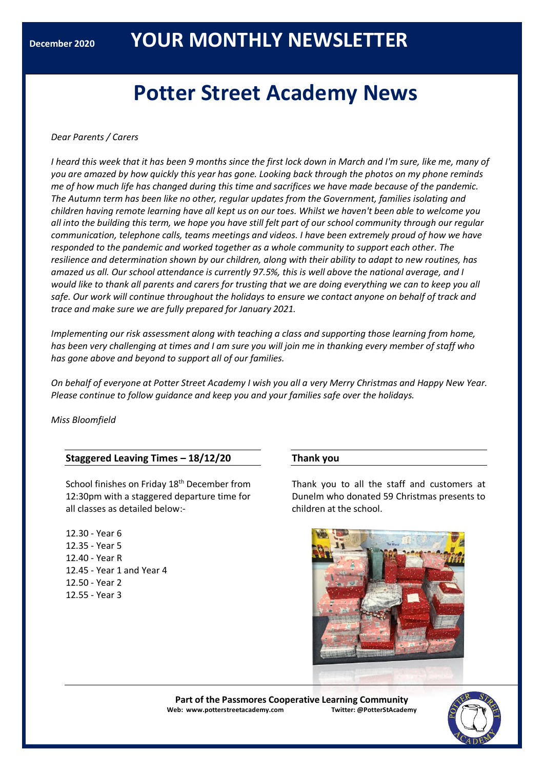December 2020

# YOUR MONTHLY NEWSLETTER

# Potter Street Academy News

*Dear Parents / Carers*

*I heard this week that it has been 9 months since the first lock down in March and I'm sure, like me, many of you are amazed by how quickly this year has gone. Looking back through the photos on my phone reminds me of how much life has changed during this time and sacrifices we have made because of the pandemic. The Autumn term has been like no other, regular updates from the Government, families isolating and children having remote learning have all kept us on our toes. Whilst we haven't been able to welcome you all into the building this term, we hope you have still felt part of our school community through our regular communication, telephone calls, teams meetings and videos. I have been extremely proud of how we have responded to the pandemic and worked together as a whole community to support each other. The resilience and determination shown by our children, along with their ability to adapt to new routines, has amazed us all. Our school attendance is currently 97.5%, this is well above the national average, and I would like to thank all parents and carers for trusting that we are doing everything we can to keep you all safe. Our work will continue throughout the holidays to ensure we contact anyone on behalf of track and trace and make sure we are fully prepared for January 2021.*

*Implementing our risk assessment along with teaching a class and supporting those learning from home, has been very challenging at times and I am sure you will join me in thanking every member of staff who has gone above and beyond to support all of our families.*

*On behalf of everyone at Potter Street Academy I wish you all a very Merry Christmas and Happy New Year. Please continue to follow guidance and keep you and your families safe over the holidays.*

*Miss Bloomfield*

### Staggered Leaving Times – 18/12/20

School finishes on Friday 18th December from 12:30pm with a staggered departure time for all classes as detailed below:-

12.30 - Year 6
12.35 - Year 5
12.40 - Year R
12.45 - Year 1 and Year 4
12.50 - Year 2
12.55 - Year 3

### Thank you

Thank you to all the staff and customers at Dunelm who donated 59 Christmas presents to children at the school.

**Part of the Passmores Cooperative Learning Community**
**Web: www.potterstreetacademy.com** **Twitter: @PotterStAcademy**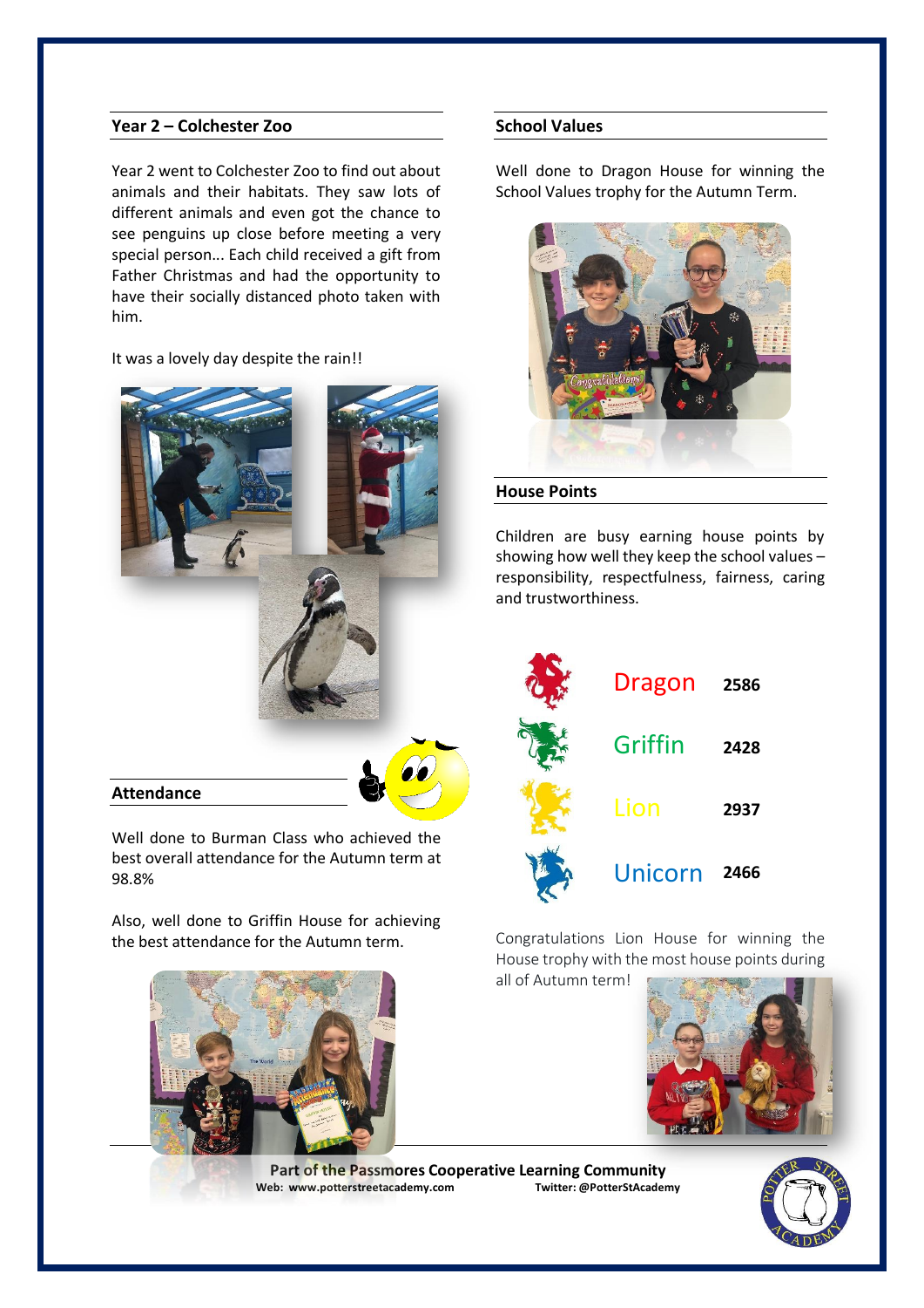## Year 2 – Colchester Zoo

Year 2 went to Colchester Zoo to find out about animals and their habitats. They saw lots of different animals and even got the chance to see penguins up close before meeting a very special person... Each child received a gift from Father Christmas and had the opportunity to have their socially distanced photo taken with him.

It was a lovely day despite the rain!!

## Attendance

Well done to Burman Class who achieved the best overall attendance for the Autumn term at 98.8%

Also, well done to Griffin House for achieving the best attendance for the Autumn term.

## School Values

Well done to Dragon House for winning the School Values trophy for the Autumn Term.

## House Points

Children are busy earning house points by showing how well they keep the school values – responsibility, respectfulness, fairness, caring and trustworthiness.

| House | Points |
|---|---|
| Dragon | 2586 |
| Griffin | 2428 |
| Lion | 2937 |
| Unicorn | 2466 |

Congratulations Lion House for winning the House trophy with the most house points during all of Autumn term!

**Part of the Passmores Cooperative Learning Community**

**Web: www.potterstreetacademy.com** **Twitter: @PotterStAcademy**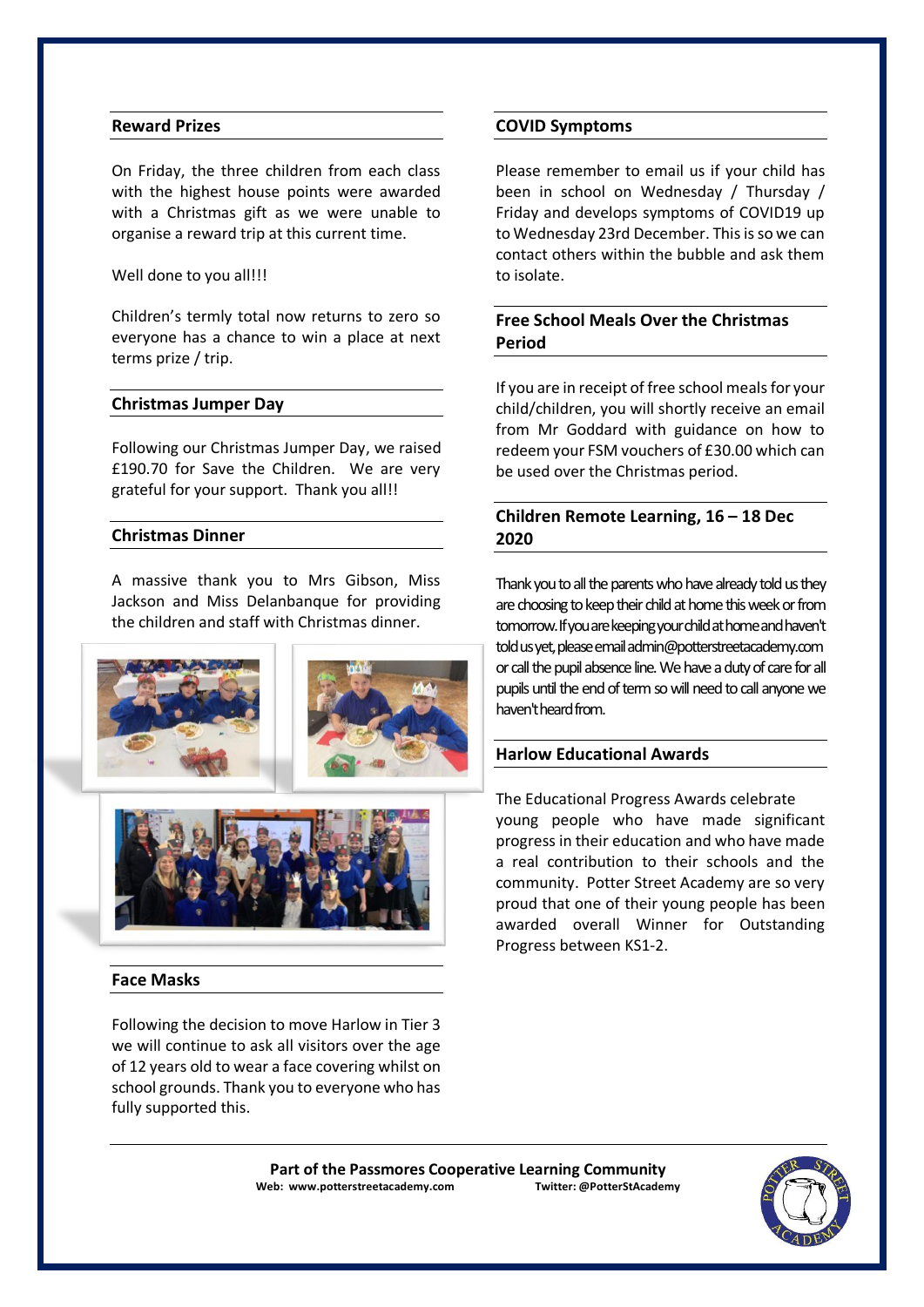## Reward Prizes

On Friday, the three children from each class with the highest house points were awarded with a Christmas gift as we were unable to organise a reward trip at this current time.

Well done to you all!!!

Children's termly total now returns to zero so everyone has a chance to win a place at next terms prize / trip.

## Christmas Jumper Day

Following our Christmas Jumper Day, we raised £190.70 for Save the Children. We are very grateful for your support. Thank you all!!

## Christmas Dinner

A massive thank you to Mrs Gibson, Miss Jackson and Miss Delanbanque for providing the children and staff with Christmas dinner.

## Face Masks

Following the decision to move Harlow in Tier 3 we will continue to ask all visitors over the age of 12 years old to wear a face covering whilst on school grounds. Thank you to everyone who has fully supported this.

## COVID Symptoms

Please remember to email us if your child has been in school on Wednesday / Thursday / Friday and develops symptoms of COVID19 up to Wednesday 23rd December. This is so we can contact others within the bubble and ask them to isolate.

## Free School Meals Over the Christmas Period

If you are in receipt of free school meals for your child/children, you will shortly receive an email from Mr Goddard with guidance on how to redeem your FSM vouchers of £30.00 which can be used over the Christmas period.

## Children Remote Learning, 16 – 18 Dec 2020

Thank you to all the parents who have already told us they are choosing to keep their child at home this week or from tomorrow. If you are keeping your child at home and haven't told us yet, please email admin@potterstreetacademy.com or call the pupil absence line. We have a duty of care for all pupils until the end of term so will need to call anyone we haven't heard from.

## Harlow Educational Awards

The Educational Progress Awards celebrate young people who have made significant progress in their education and who have made a real contribution to their schools and the community. Potter Street Academy are so very proud that one of their young people has been awarded overall Winner for Outstanding Progress between KS1-2.

**Part of the Passmores Cooperative Learning Community**
**Web: www.potterstreetacademy.com** **Twitter: @PotterStAcademy**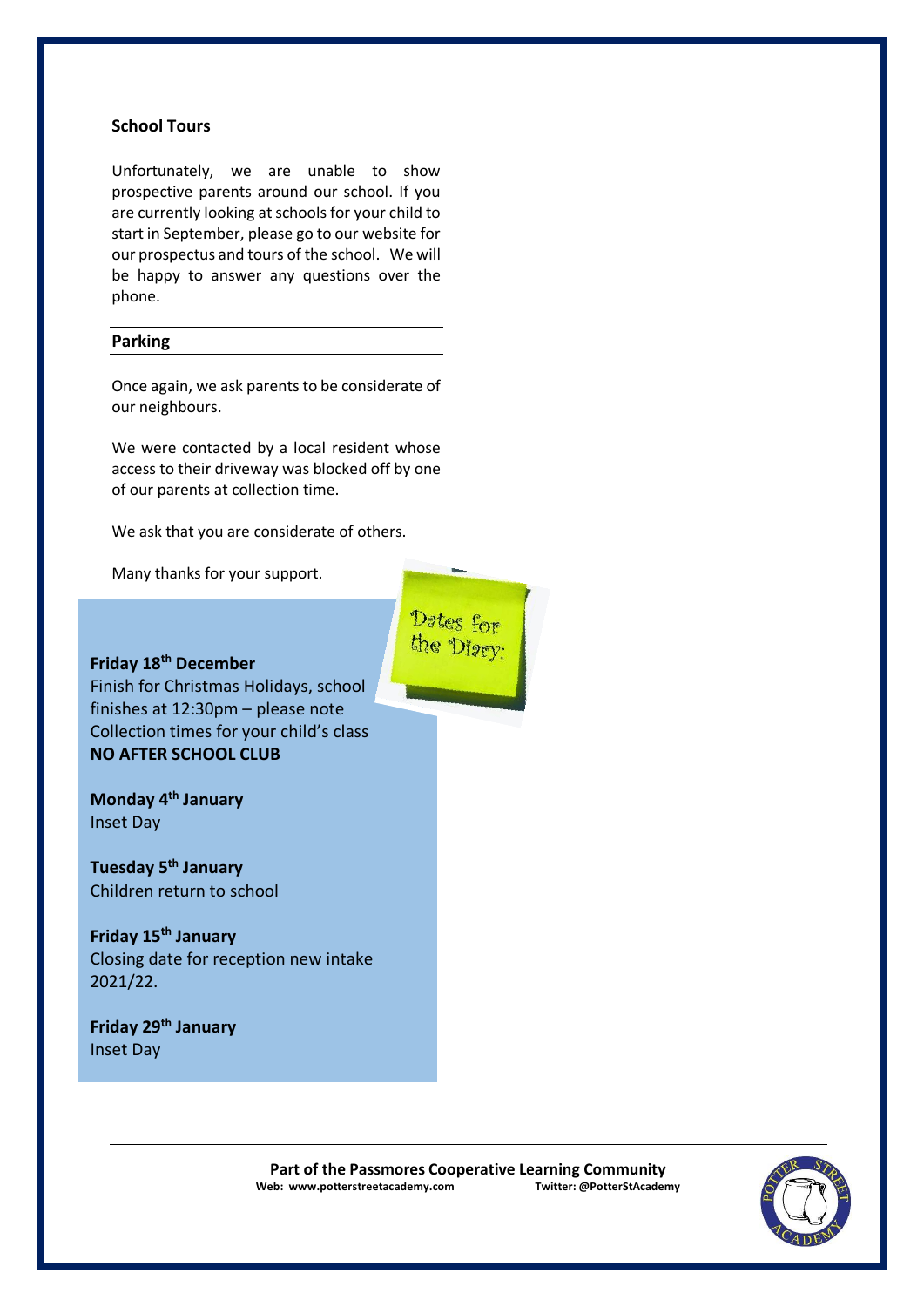## School Tours

Unfortunately, we are unable to show prospective parents around our school. If you are currently looking at schools for your child to start in September, please go to our website for our prospectus and tours of the school. We will be happy to answer any questions over the phone.

## Parking

Once again, we ask parents to be considerate of our neighbours.

We were contacted by a local resident whose access to their driveway was blocked off by one of our parents at collection time.

We ask that you are considerate of others.

Many thanks for your support.

## Dates for the Diary:

**Friday 18th December**
Finish for Christmas Holidays, school finishes at 12:30pm – please note Collection times for your child's class
**NO AFTER SCHOOL CLUB**

**Monday 4th January**
Inset Day

**Tuesday 5th January**
Children return to school

**Friday 15th January**
Closing date for reception new intake 2021/22.

**Friday 29th January**
Inset Day

**Part of the Passmores Cooperative Learning Community**
**Web: www.potterstreetacademy.com** **Twitter: @PotterStAcademy**